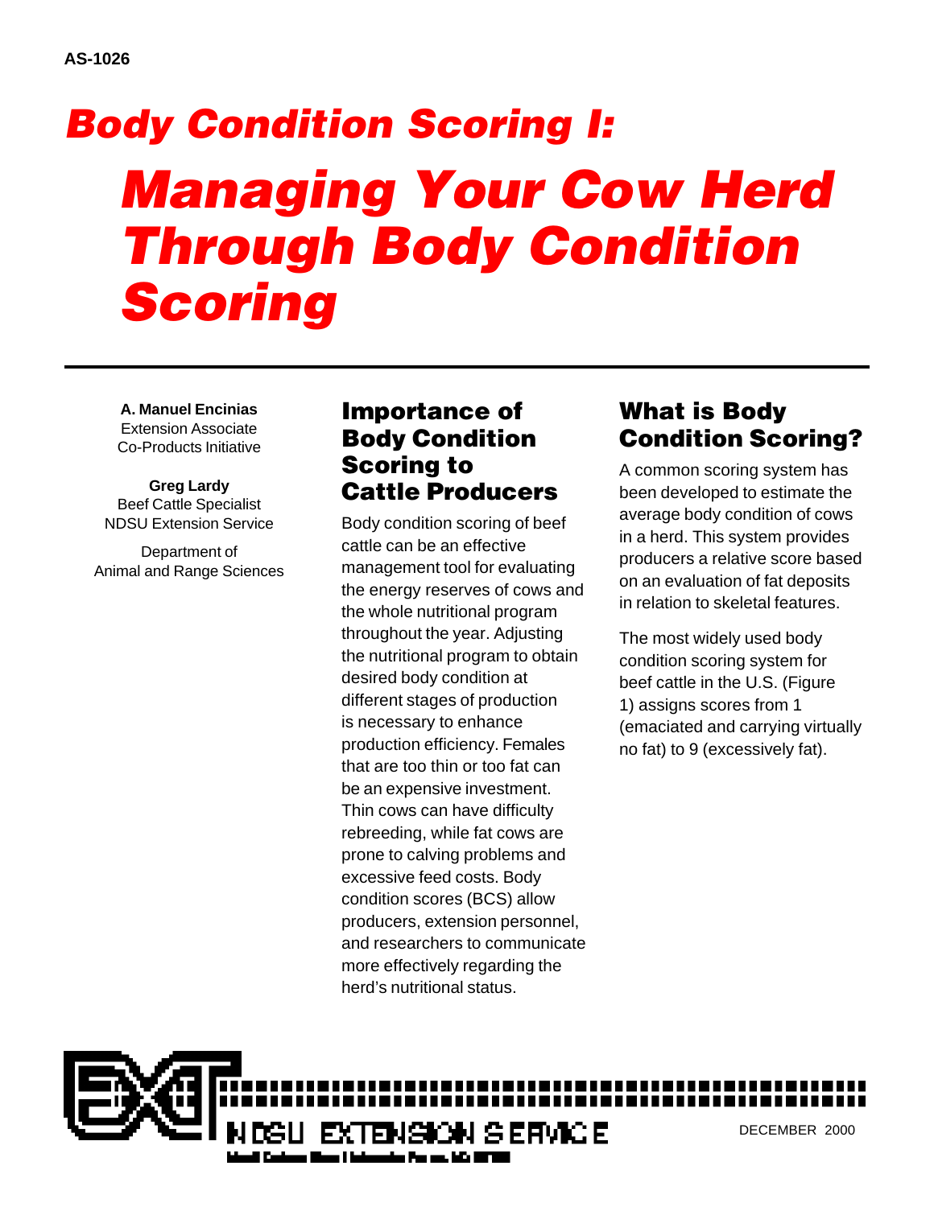AS-1026

# Body Condition Scoring I:

# Managing Your Cow Herd Through Body Condition Scoring

**A. Manuel Encinias**
Extension Associate
Co-Products Initiative

**Greg Lardy**
Beef Cattle Specialist
NDSU Extension Service

Department of
Animal and Range Sciences

## Importance of Body Condition Scoring to Cattle Producers

Body condition scoring of beef cattle can be an effective management tool for evaluating the energy reserves of cows and the whole nutritional program throughout the year. Adjusting the nutritional program to obtain desired body condition at different stages of production is necessary to enhance production efficiency. Females that are too thin or too fat can be an expensive investment. Thin cows can have difficulty rebreeding, while fat cows are prone to calving problems and excessive feed costs. Body condition scores (BCS) allow producers, extension personnel, and researchers to communicate more effectively regarding the herd's nutritional status.

## What is Body Condition Scoring?

A common scoring system has been developed to estimate the average body condition of cows in a herd. This system provides producers a relative score based on an evaluation of fat deposits in relation to skeletal features.

The most widely used body condition scoring system for beef cattle in the U.S. (Figure 1) assigns scores from 1 (emaciated and carrying virtually no fat) to 9 (excessively fat).

NDSU EXTENSION SERVICE

DECEMBER 2000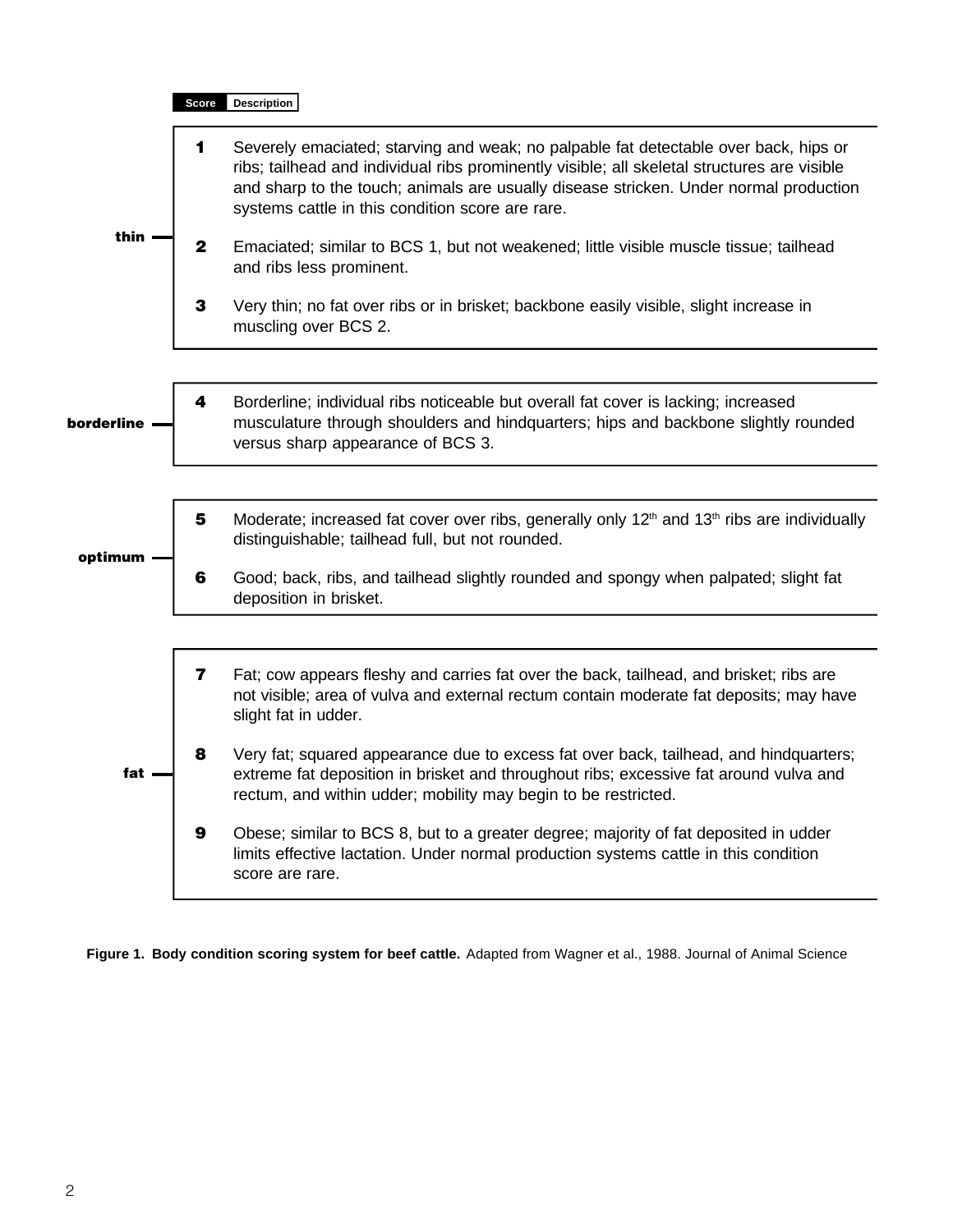| Category | Score | Description |
|---|---|---|
| thin | 1 | Severely emaciated; starving and weak; no palpable fat detectable over back, hips or ribs; tailhead and individual ribs prominently visible; all skeletal structures are visible and sharp to the touch; animals are usually disease stricken. Under normal production systems cattle in this condition score are rare. |
| | 2 | Emaciated; similar to BCS 1, but not weakened; little visible muscle tissue; tailhead and ribs less prominent. |
| | 3 | Very thin; no fat over ribs or in brisket; backbone easily visible, slight increase in muscling over BCS 2. |
| borderline | 4 | Borderline; individual ribs noticeable but overall fat cover is lacking; increased musculature through shoulders and hindquarters; hips and backbone slightly rounded versus sharp appearance of BCS 3. |
| optimum | 5 | Moderate; increased fat cover over ribs, generally only 12th and 13th ribs are individually distinguishable; tailhead full, but not rounded. |
| | 6 | Good; back, ribs, and tailhead slightly rounded and spongy when palpated; slight fat deposition in brisket. |
| fat | 7 | Fat; cow appears fleshy and carries fat over the back, tailhead, and brisket; ribs are not visible; area of vulva and external rectum contain moderate fat deposits; may have slight fat in udder. |
| | 8 | Very fat; squared appearance due to excess fat over back, tailhead, and hindquarters; extreme fat deposition in brisket and throughout ribs; excessive fat around vulva and rectum, and within udder; mobility may begin to be restricted. |
| | 9 | Obese; similar to BCS 8, but to a greater degree; majority of fat deposited in udder limits effective lactation. Under normal production systems cattle in this condition score are rare. |

**Figure 1. Body condition scoring system for beef cattle.** Adapted from Wagner et al., 1988. Journal of Animal Science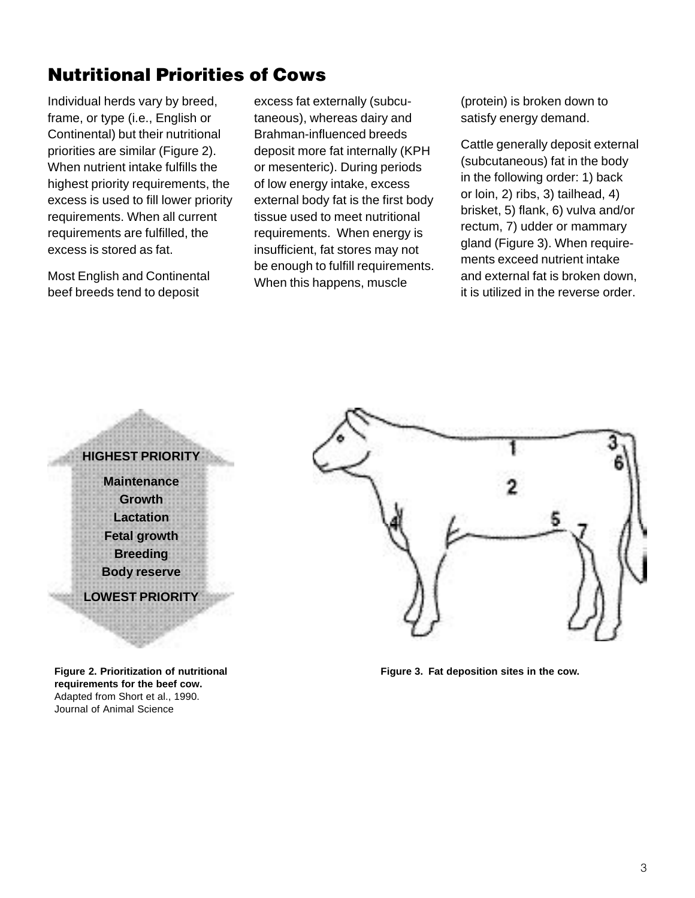## Nutritional Priorities of Cows

Individual herds vary by breed, frame, or type (i.e., English or Continental) but their nutritional priorities are similar (Figure 2). When nutrient intake fulfills the highest priority requirements, the excess is used to fill lower priority requirements. When all current requirements are fulfilled, the excess is stored as fat.

Most English and Continental beef breeds tend to deposit excess fat externally (subcutaneous), whereas dairy and Brahman-influenced breeds deposit more fat internally (KPH or mesenteric). During periods of low energy intake, excess external body fat is the first body tissue used to meet nutritional requirements. When energy is insufficient, fat stores may not be enough to fulfill requirements. When this happens, muscle (protein) is broken down to satisfy energy demand.

Cattle generally deposit external (subcutaneous) fat in the body in the following order: 1) back or loin, 2) ribs, 3) tailhead, 4) brisket, 5) flank, 6) vulva and/or rectum, 7) udder or mammary gland (Figure 3). When requirements exceed nutrient intake and external fat is broken down, it is utilized in the reverse order.

**HIGHEST PRIORITY**

**Maintenance**
**Growth**
**Lactation**
**Fetal growth**
**Breeding**
**Body reserve**

**LOWEST PRIORITY**

**Figure 2. Prioritization of nutritional requirements for the beef cow.** Adapted from Short et al., 1990. Journal of Animal Science

**Figure 3. Fat deposition sites in the cow.**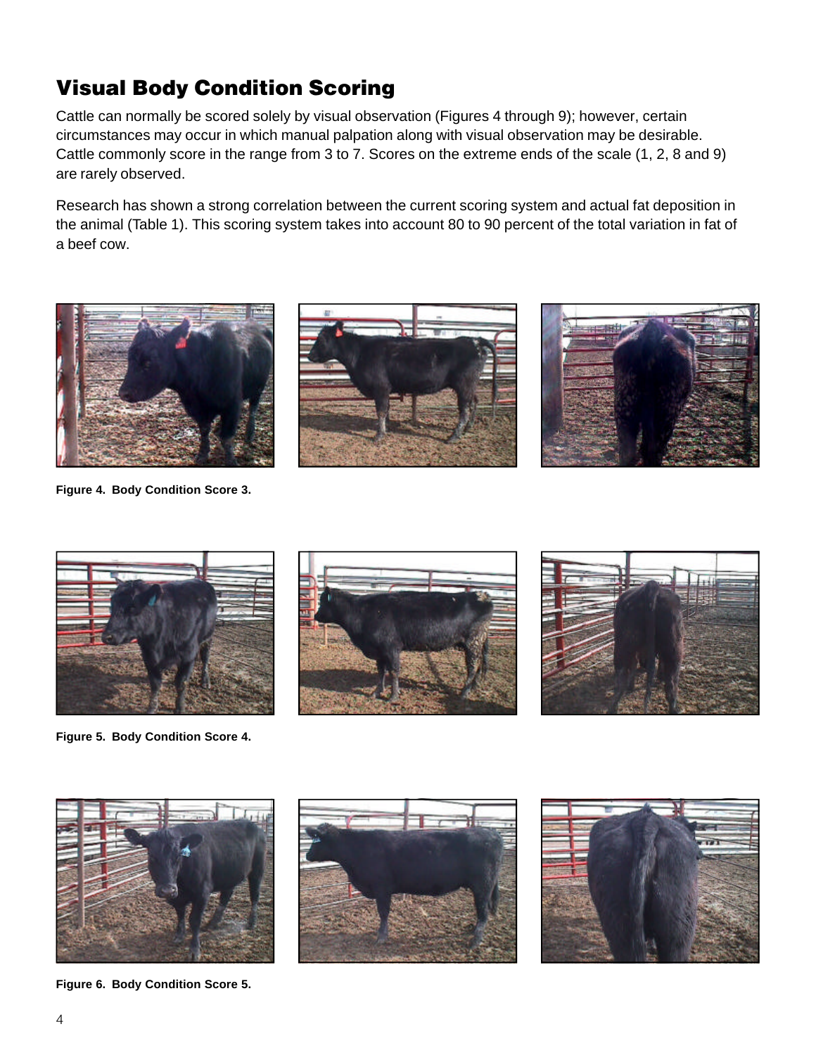## Visual Body Condition Scoring

Cattle can normally be scored solely by visual observation (Figures 4 through 9); however, certain circumstances may occur in which manual palpation along with visual observation may be desirable. Cattle commonly score in the range from 3 to 7. Scores on the extreme ends of the scale (1, 2, 8 and 9) are rarely observed.

Research has shown a strong correlation between the current scoring system and actual fat deposition in the animal (Table 1). This scoring system takes into account 80 to 90 percent of the total variation in fat of a beef cow.

**Figure 4. Body Condition Score 3.**

**Figure 5. Body Condition Score 4.**

**Figure 6. Body Condition Score 5.**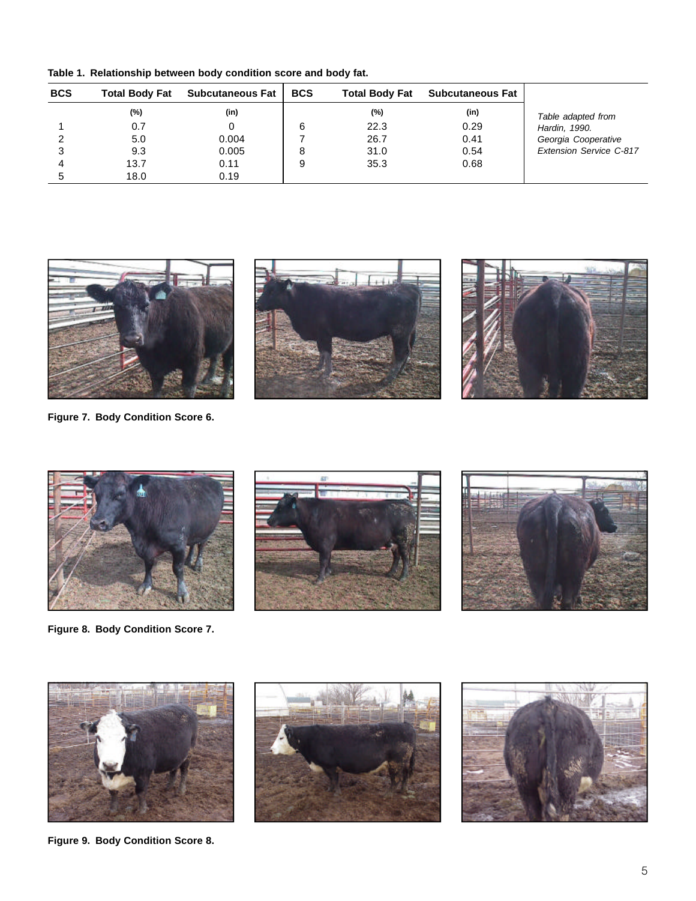**Table 1. Relationship between body condition score and body fat.**

| BCS | Total Body Fat | Subcutaneous Fat | BCS | Total Body Fat | Subcutaneous Fat |
|---|---|---|---|---|---|
| | (%) | (in) | | (%) | (in) |
| 1 | 0.7 | 0 | 6 | 22.3 | 0.29 |
| 2 | 5.0 | 0.004 | 7 | 26.7 | 0.41 |
| 3 | 9.3 | 0.005 | 8 | 31.0 | 0.54 |
| 4 | 13.7 | 0.11 | 9 | 35.3 | 0.68 |
| 5 | 18.0 | 0.19 | | | |

*Table adapted from Hardin, 1990. Georgia Cooperative Extension Service C-817*

**Figure 7. Body Condition Score 6.**

**Figure 8. Body Condition Score 7.**

**Figure 9. Body Condition Score 8.**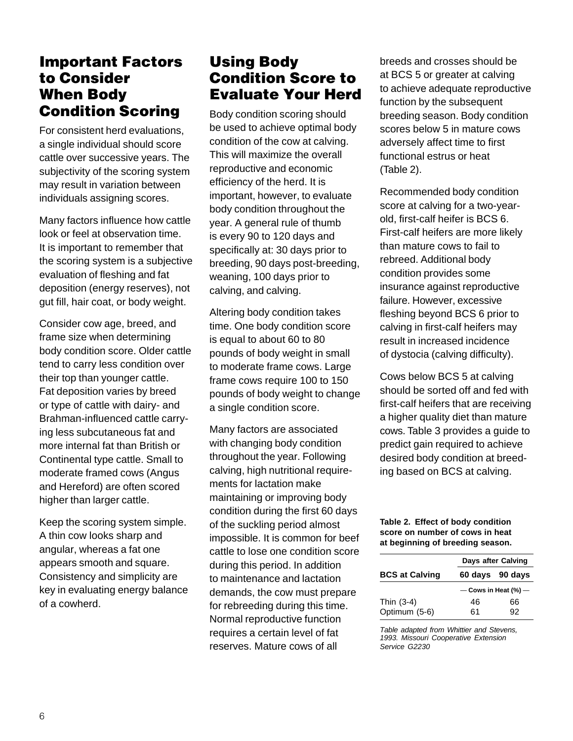## Important Factors to Consider When Body Condition Scoring

For consistent herd evaluations, a single individual should score cattle over successive years. The subjectivity of the scoring system may result in variation between individuals assigning scores.

Many factors influence how cattle look or feel at observation time. It is important to remember that the scoring system is a subjective evaluation of fleshing and fat deposition (energy reserves), not gut fill, hair coat, or body weight.

Consider cow age, breed, and frame size when determining body condition score. Older cattle tend to carry less condition over their top than younger cattle. Fat deposition varies by breed or type of cattle with dairy- and Brahman-influenced cattle carrying less subcutaneous fat and more internal fat than British or Continental type cattle. Small to moderate framed cows (Angus and Hereford) are often scored higher than larger cattle.

Keep the scoring system simple. A thin cow looks sharp and angular, whereas a fat one appears smooth and square. Consistency and simplicity are key in evaluating energy balance of a cowherd.

## Using Body Condition Score to Evaluate Your Herd

Body condition scoring should be used to achieve optimal body condition of the cow at calving. This will maximize the overall reproductive and economic efficiency of the herd. It is important, however, to evaluate body condition throughout the year. A general rule of thumb is every 90 to 120 days and specifically at: 30 days prior to breeding, 90 days post-breeding, weaning, 100 days prior to calving, and calving.

Altering body condition takes time. One body condition score is equal to about 60 to 80 pounds of body weight in small to moderate frame cows. Large frame cows require 100 to 150 pounds of body weight to change a single condition score.

Many factors are associated with changing body condition throughout the year. Following calving, high nutritional requirements for lactation make maintaining or improving body condition during the first 60 days of the suckling period almost impossible. It is common for beef cattle to lose one condition score during this period. In addition to maintenance and lactation demands, the cow must prepare for rebreeding during this time. Normal reproductive function requires a certain level of fat reserves. Mature cows of all breeds and crosses should be at BCS 5 or greater at calving to achieve adequate reproductive function by the subsequent breeding season. Body condition scores below 5 in mature cows adversely affect time to first functional estrus or heat (Table 2).

Recommended body condition score at calving for a two-year-old, first-calf heifer is BCS 6. First-calf heifers are more likely than mature cows to fail to rebreed. Additional body condition provides some insurance against reproductive failure. However, excessive fleshing beyond BCS 6 prior to calving in first-calf heifers may result in increased incidence of dystocia (calving difficulty).

Cows below BCS 5 at calving should be sorted off and fed with first-calf heifers that are receiving a higher quality diet than mature cows. Table 3 provides a guide to predict gain required to achieve desired body condition at breeding based on BCS at calving.

**Table 2. Effect of body condition score on number of cows in heat at beginning of breeding season.**

| | Days after Calving | |
|---|---|---|
| **BCS at Calving** | **60 days** | **90 days** |
| | — Cows in Heat (%) — | |
| Thin (3-4) | 46 | 66 |
| Optimum (5-6) | 61 | 92 |

*Table adapted from Whittier and Stevens, 1993. Missouri Cooperative Extension Service G2230*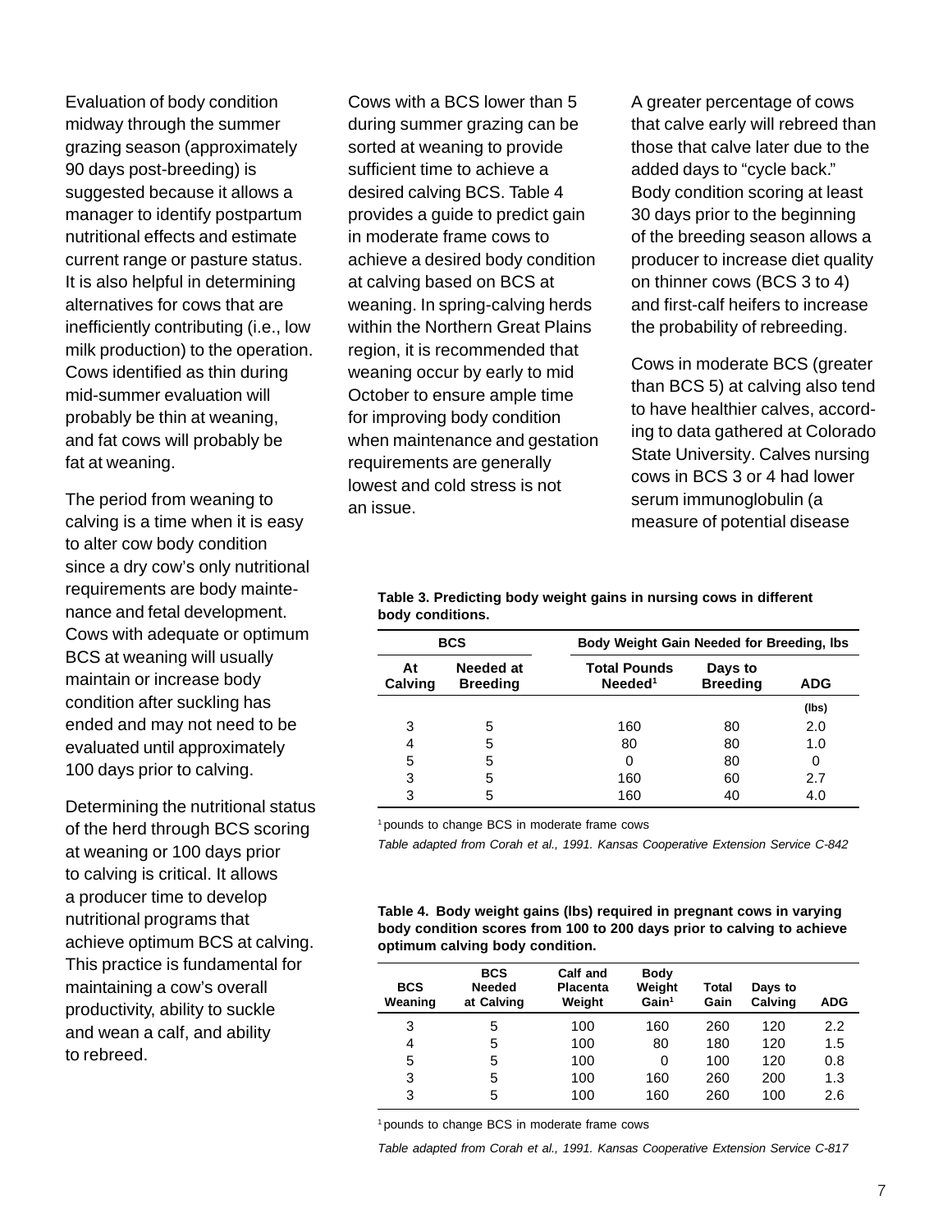Evaluation of body condition midway through the summer grazing season (approximately 90 days post-breeding) is suggested because it allows a manager to identify postpartum nutritional effects and estimate current range or pasture status. It is also helpful in determining alternatives for cows that are inefficiently contributing (i.e., low milk production) to the operation. Cows identified as thin during mid-summer evaluation will probably be thin at weaning, and fat cows will probably be fat at weaning.

The period from weaning to calving is a time when it is easy to alter cow body condition since a dry cow's only nutritional requirements are body maintenance and fetal development. Cows with adequate or optimum BCS at weaning will usually maintain or increase body condition after suckling has ended and may not need to be evaluated until approximately 100 days prior to calving.

Determining the nutritional status of the herd through BCS scoring at weaning or 100 days prior to calving is critical. It allows a producer time to develop nutritional programs that achieve optimum BCS at calving. This practice is fundamental for maintaining a cow's overall productivity, ability to suckle and wean a calf, and ability to rebreed.

Cows with a BCS lower than 5 during summer grazing can be sorted at weaning to provide sufficient time to achieve a desired calving BCS. Table 4 provides a guide to predict gain in moderate frame cows to achieve a desired body condition at calving based on BCS at weaning. In spring-calving herds within the Northern Great Plains region, it is recommended that weaning occur by early to mid October to ensure ample time for improving body condition when maintenance and gestation requirements are generally lowest and cold stress is not an issue.

A greater percentage of cows that calve early will rebreed than those that calve later due to the added days to "cycle back." Body condition scoring at least 30 days prior to the beginning of the breeding season allows a producer to increase diet quality on thinner cows (BCS 3 to 4) and first-calf heifers to increase the probability of rebreeding.

Cows in moderate BCS (greater than BCS 5) at calving also tend to have healthier calves, according to data gathered at Colorado State University. Calves nursing cows in BCS 3 or 4 had lower serum immunoglobulin (a measure of potential disease

**Table 3. Predicting body weight gains in nursing cows in different body conditions.**

| BCS | | Body Weight Gain Needed for Breeding, lbs | | |
|---|---|---|---|---|
| At Calving | Needed at Breeding | Total Pounds Needed[1] | Days to Breeding | ADG |
| | | | | (lbs) |
| 3 | 5 | 160 | 80 | 2.0 |
| 4 | 5 | 80 | 80 | 1.0 |
| 5 | 5 | 0 | 80 | 0 |
| 3 | 5 | 160 | 60 | 2.7 |
| 3 | 5 | 160 | 40 | 4.0 |

[1] pounds to change BCS in moderate frame cows

*Table adapted from Corah et al., 1991. Kansas Cooperative Extension Service C-842*

**Table 4. Body weight gains (lbs) required in pregnant cows in varying body condition scores from 100 to 200 days prior to calving to achieve optimum calving body condition.**

| BCS Weaning | BCS Needed at Calving | Calf and Placenta Weight | Body Weight Gain[1] | Total Gain | Days to Calving | ADG |
|---|---|---|---|---|---|---|
| 3 | 5 | 100 | 160 | 260 | 120 | 2.2 |
| 4 | 5 | 100 | 80 | 180 | 120 | 1.5 |
| 5 | 5 | 100 | 0 | 100 | 120 | 0.8 |
| 3 | 5 | 100 | 160 | 260 | 200 | 1.3 |
| 3 | 5 | 100 | 160 | 260 | 100 | 2.6 |

[1] pounds to change BCS in moderate frame cows

*Table adapted from Corah et al., 1991. Kansas Cooperative Extension Service C-817*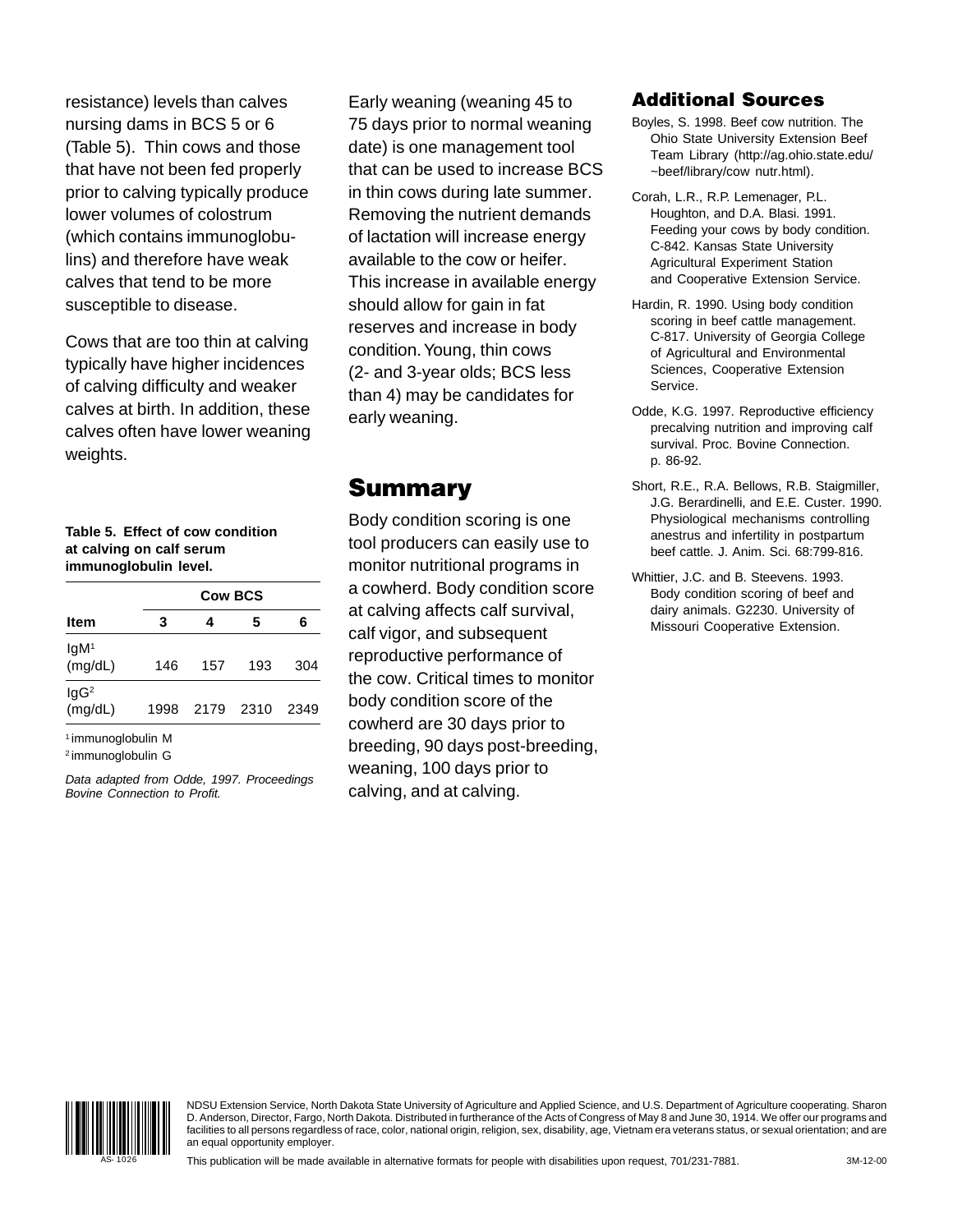resistance) levels than calves nursing dams in BCS 5 or 6 (Table 5). Thin cows and those that have not been fed properly prior to calving typically produce lower volumes of colostrum (which contains immunoglobulins) and therefore have weak calves that tend to be more susceptible to disease.

Cows that are too thin at calving typically have higher incidences of calving difficulty and weaker calves at birth. In addition, these calves often have lower weaning weights.

**Table 5. Effect of cow condition at calving on calf serum immunoglobulin level.**

| | Cow BCS | | | |
|---|---|---|---|---|
| **Item** | **3** | **4** | **5** | **6** |
| IgM[1] (mg/dL) | 146 | 157 | 193 | 304 |
| IgG[2] (mg/dL) | 1998 | 2179 | 2310 | 2349 |

[1] immunoglobulin M

[2] immunoglobulin G

*Data adapted from Odde, 1997. Proceedings Bovine Connection to Profit.*

Early weaning (weaning 45 to 75 days prior to normal weaning date) is one management tool that can be used to increase BCS in thin cows during late summer. Removing the nutrient demands of lactation will increase energy available to the cow or heifer. This increase in available energy should allow for gain in fat reserves and increase in body condition. Young, thin cows (2- and 3-year olds; BCS less than 4) may be candidates for early weaning.

## Summary

Body condition scoring is one tool producers can easily use to monitor nutritional programs in a cowherd. Body condition score at calving affects calf survival, calf vigor, and subsequent reproductive performance of the cow. Critical times to monitor body condition score of the cowherd are 30 days prior to breeding, 90 days post-breeding, weaning, 100 days prior to calving, and at calving.

## Additional Sources

Boyles, S. 1998. Beef cow nutrition. The Ohio State University Extension Beef Team Library (http://ag.ohio.state.edu/~beef/library/cow nutr.html).

Corah, L.R., R.P. Lemenager, P.L. Houghton, and D.A. Blasi. 1991. Feeding your cows by body condition. C-842. Kansas State University Agricultural Experiment Station and Cooperative Extension Service.

Hardin, R. 1990. Using body condition scoring in beef cattle management. C-817. University of Georgia College of Agricultural and Environmental Sciences, Cooperative Extension Service.

Odde, K.G. 1997. Reproductive efficiency precalving nutrition and improving calf survival. Proc. Bovine Connection. p. 86-92.

Short, R.E., R.A. Bellows, R.B. Staigmiller, J.G. Berardinelli, and E.E. Custer. 1990. Physiological mechanisms controlling anestrus and infertility in postpartum beef cattle. J. Anim. Sci. 68:799-816.

Whittier, J.C. and B. Steevens. 1993. Body condition scoring of beef and dairy animals. G2230. University of Missouri Cooperative Extension.

AS-1026

NDSU Extension Service, North Dakota State University of Agriculture and Applied Science, and U.S. Department of Agriculture cooperating. Sharon D. Anderson, Director, Fargo, North Dakota. Distributed in furtherance of the Acts of Congress of May 8 and June 30, 1914. We offer our programs and facilities to all persons regardless of race, color, national origin, religion, sex, disability, age, Vietnam era veterans status, or sexual orientation; and are an equal opportunity employer.

This publication will be made available in alternative formats for people with disabilities upon request, 701/231-7881.

3M-12-00